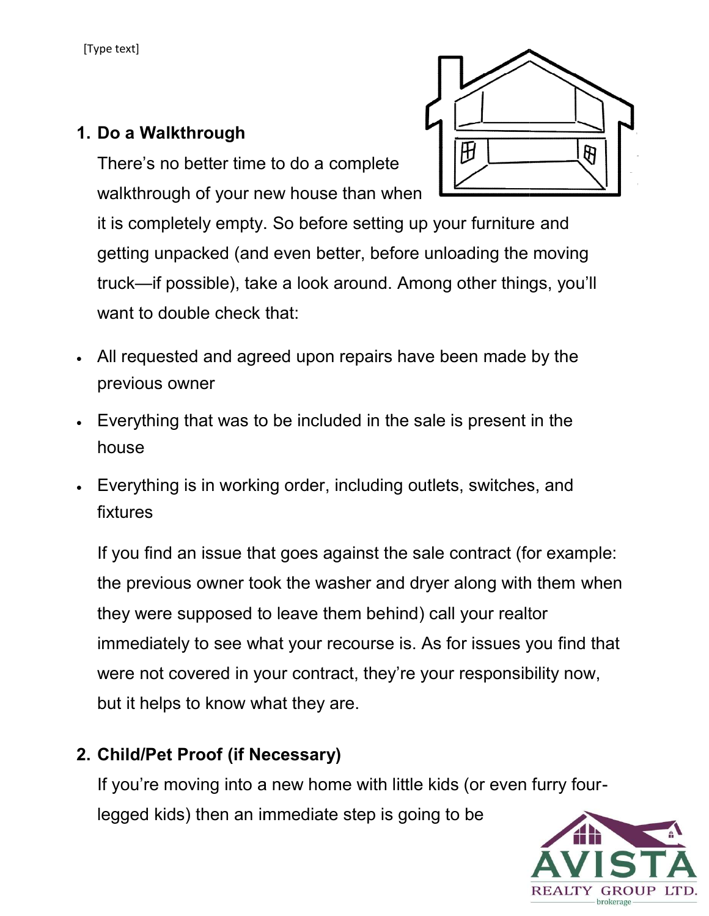[Type text]

1. **Do a Walkthrough**

   There's no better time to do a complete walkthrough of your new house than when it is completely empty. So before setting up your furniture and getting unpacked (and even better, before unloading the moving truck—if possible), take a look around. Among other things, you'll want to double check that:

- All requested and agreed upon repairs have been made by the previous owner
- Everything that was to be included in the sale is present in the house
- Everything is in working order, including outlets, switches, and fixtures

If you find an issue that goes against the sale contract (for example: the previous owner took the washer and dryer along with them when they were supposed to leave them behind) call your realtor immediately to see what your recourse is. As for issues you find that were not covered in your contract, they're your responsibility now, but it helps to know what they are.

2. **Child/Pet Proof (if Necessary)**

   If you're moving into a new home with little kids (or even furry four-legged kids) then an immediate step is going to be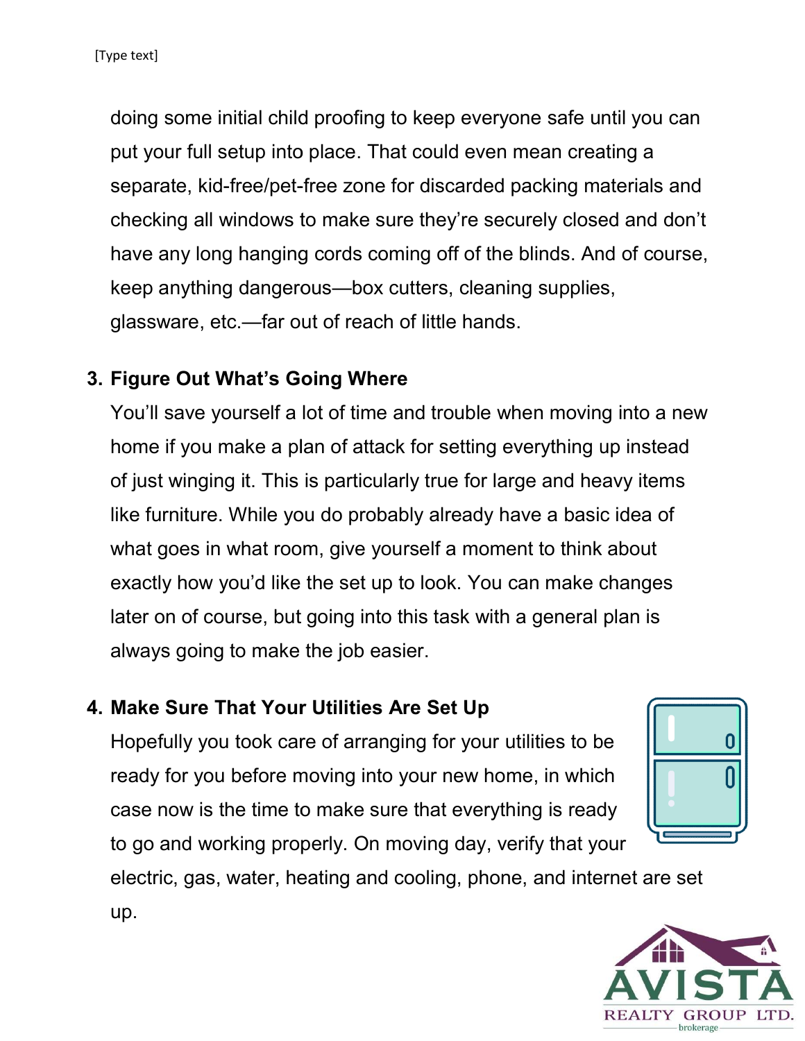doing some initial child proofing to keep everyone safe until you can put your full setup into place. That could even mean creating a separate, kid-free/pet-free zone for discarded packing materials and checking all windows to make sure they're securely closed and don't have any long hanging cords coming off of the blinds. And of course, keep anything dangerous—box cutters, cleaning supplies, glassware, etc.—far out of reach of little hands.

3. **Figure Out What's Going Where**

   You'll save yourself a lot of time and trouble when moving into a new home if you make a plan of attack for setting everything up instead of just winging it. This is particularly true for large and heavy items like furniture. While you do probably already have a basic idea of what goes in what room, give yourself a moment to think about exactly how you'd like the set up to look. You can make changes later on of course, but going into this task with a general plan is always going to make the job easier.

4. **Make Sure That Your Utilities Are Set Up**

   Hopefully you took care of arranging for your utilities to be ready for you before moving into your new home, in which case now is the time to make sure that everything is ready to go and working properly. On moving day, verify that your electric, gas, water, heating and cooling, phone, and internet are set up.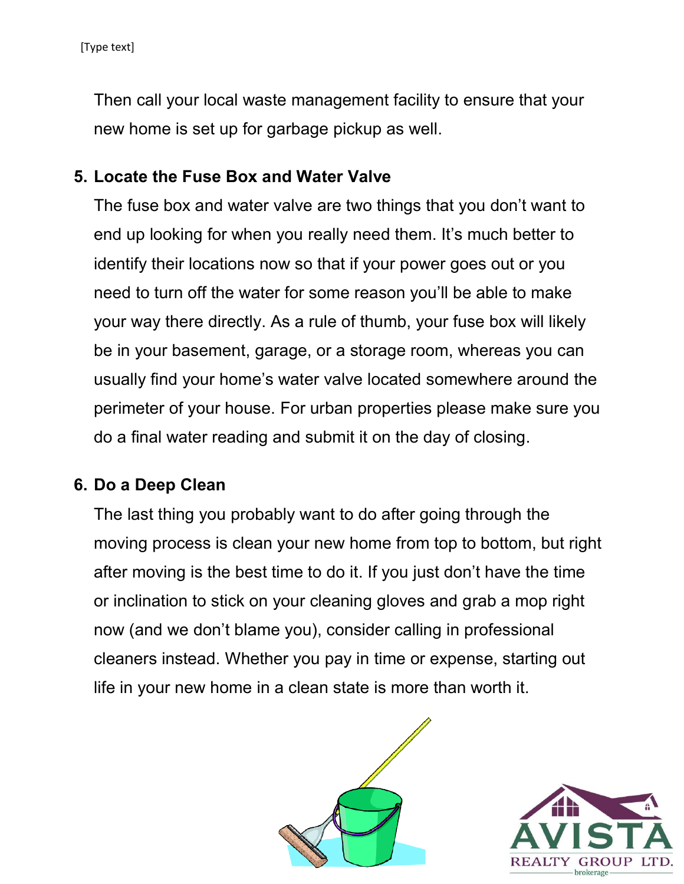Then call your local waste management facility to ensure that your new home is set up for garbage pickup as well.

5. **Locate the Fuse Box and Water Valve**

   The fuse box and water valve are two things that you don't want to end up looking for when you really need them. It's much better to identify their locations now so that if your power goes out or you need to turn off the water for some reason you'll be able to make your way there directly. As a rule of thumb, your fuse box will likely be in your basement, garage, or a storage room, whereas you can usually find your home's water valve located somewhere around the perimeter of your house. For urban properties please make sure you do a final water reading and submit it on the day of closing.

6. **Do a Deep Clean**

   The last thing you probably want to do after going through the moving process is clean your new home from top to bottom, but right after moving is the best time to do it. If you just don't have the time or inclination to stick on your cleaning gloves and grab a mop right now (and we don't blame you), consider calling in professional cleaners instead. Whether you pay in time or expense, starting out life in your new home in a clean state is more than worth it.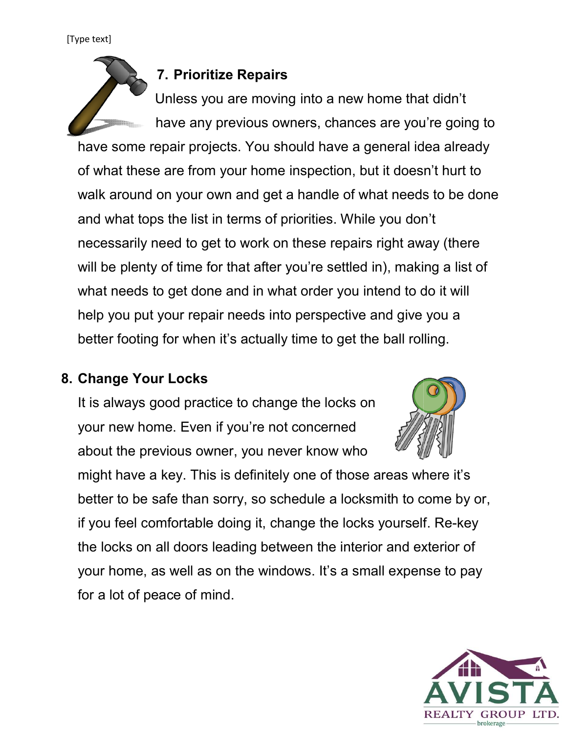## 7. Prioritize Repairs

Unless you are moving into a new home that didn't have any previous owners, chances are you're going to have some repair projects. You should have a general idea already of what these are from your home inspection, but it doesn't hurt to walk around on your own and get a handle of what needs to be done and what tops the list in terms of priorities. While you don't necessarily need to get to work on these repairs right away (there will be plenty of time for that after you're settled in), making a list of what needs to get done and in what order you intend to do it will help you put your repair needs into perspective and give you a better footing for when it's actually time to get the ball rolling.

## 8. Change Your Locks

It is always good practice to change the locks on your new home. Even if you're not concerned about the previous owner, you never know who might have a key. This is definitely one of those areas where it's better to be safe than sorry, so schedule a locksmith to come by or, if you feel comfortable doing it, change the locks yourself. Re-key the locks on all doors leading between the interior and exterior of your home, as well as on the windows. It's a small expense to pay for a lot of peace of mind.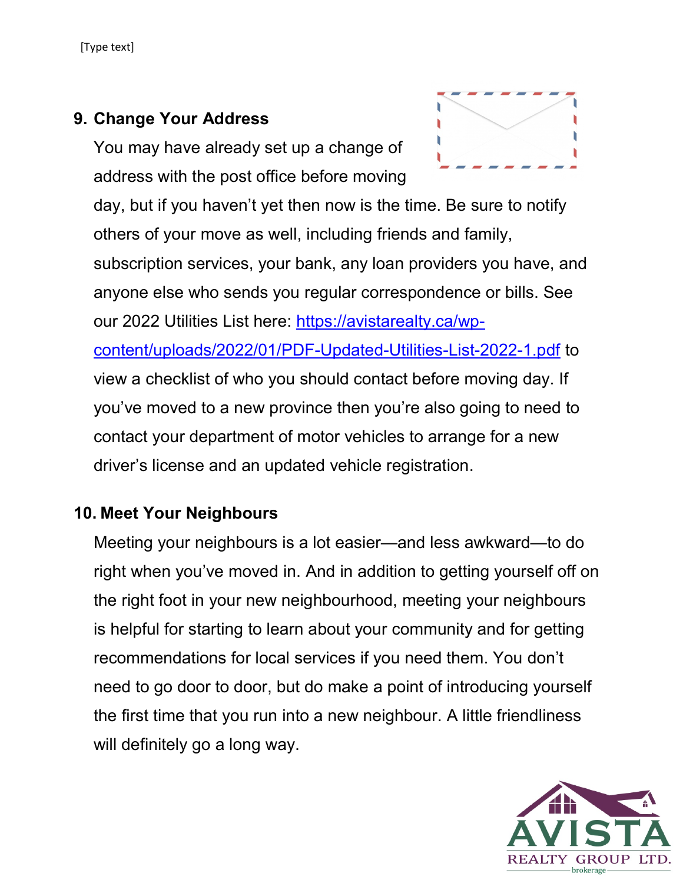### 9. Change Your Address

You may have already set up a change of address with the post office before moving day, but if you haven't yet then now is the time. Be sure to notify others of your move as well, including friends and family, subscription services, your bank, any loan providers you have, and anyone else who sends you regular correspondence or bills. See our 2022 Utilities List here: [https://avistarealty.ca/wp-content/uploads/2022/01/PDF-Updated-Utilities-List-2022-1.pdf](https://avistarealty.ca/wp-content/uploads/2022/01/PDF-Updated-Utilities-List-2022-1.pdf) to view a checklist of who you should contact before moving day. If you've moved to a new province then you're also going to need to contact your department of motor vehicles to arrange for a new driver's license and an updated vehicle registration.

### 10. Meet Your Neighbours

Meeting your neighbours is a lot easier—and less awkward—to do right when you've moved in. And in addition to getting yourself off on the right foot in your new neighbourhood, meeting your neighbours is helpful for starting to learn about your community and for getting recommendations for local services if you need them. You don't need to go door to door, but do make a point of introducing yourself the first time that you run into a new neighbour. A little friendliness will definitely go a long way.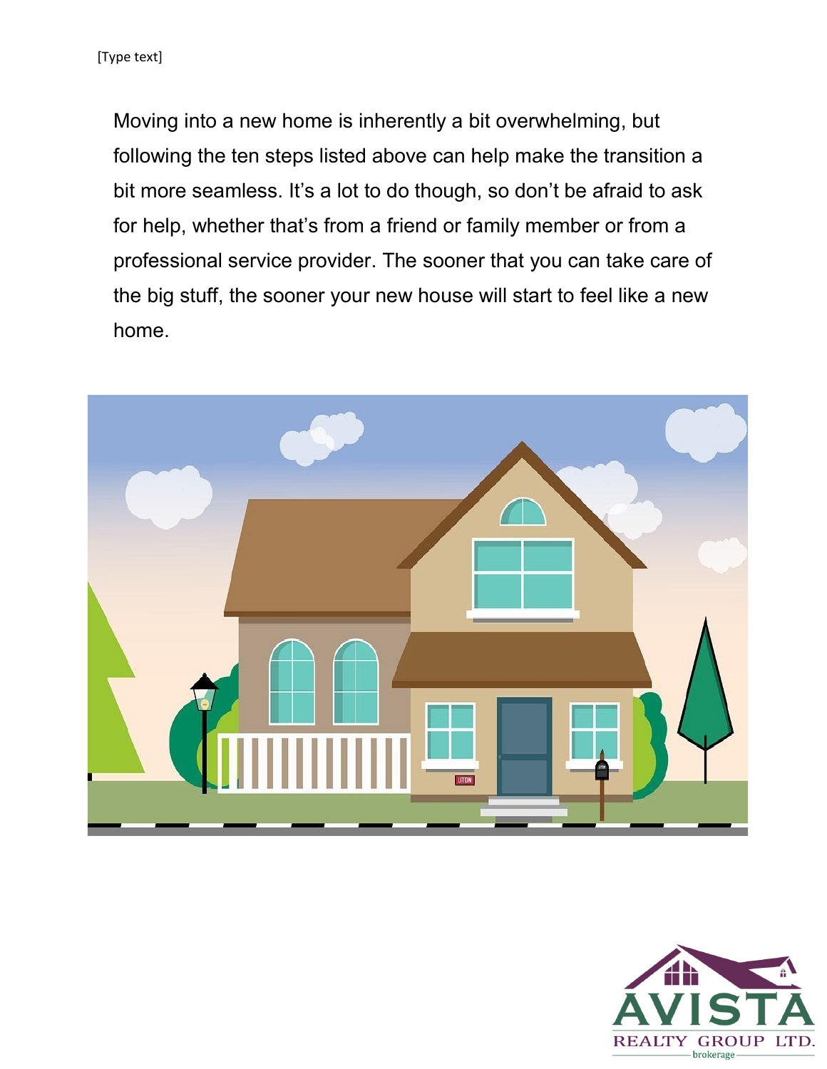Moving into a new home is inherently a bit overwhelming, but following the ten steps listed above can help make the transition a bit more seamless. It's a lot to do though, so don't be afraid to ask for help, whether that's from a friend or family member or from a professional service provider. The sooner that you can take care of the big stuff, the sooner your new house will start to feel like a new home.